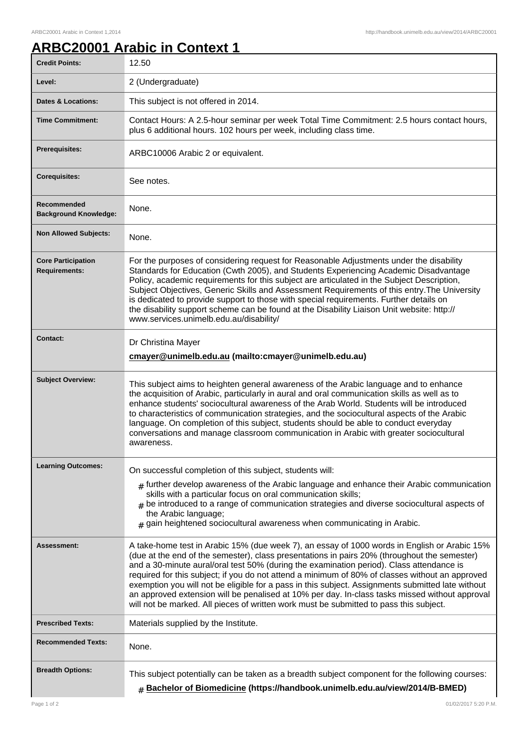# ARBC20001 Arabic in Context 1

| | |
|---|---|
| **Credit Points:** | 12.50 |
| **Level:** | 2 (Undergraduate) |
| **Dates & Locations:** | This subject is not offered in 2014. |
| **Time Commitment:** | Contact Hours: A 2.5-hour seminar per week Total Time Commitment: 2.5 hours contact hours, plus 6 additional hours. 102 hours per week, including class time. |
| **Prerequisites:** | ARBC10006 Arabic 2 or equivalent. |
| **Corequisites:** | See notes. |
| **Recommended Background Knowledge:** | None. |
| **Non Allowed Subjects:** | None. |
| **Core Participation Requirements:** | For the purposes of considering request for Reasonable Adjustments under the disability Standards for Education (Cwth 2005), and Students Experiencing Academic Disadvantage Policy, academic requirements for this subject are articulated in the Subject Description, Subject Objectives, Generic Skills and Assessment Requirements of this entry.The University is dedicated to provide support to those with special requirements. Further details on the disability support scheme can be found at the Disability Liaison Unit website: http://www.services.unimelb.edu.au/disability/ |
| **Contact:** | Dr Christina Mayer<br>**cmayer@unimelb.edu.au (mailto:cmayer@unimelb.edu.au)** |
| **Subject Overview:** | This subject aims to heighten general awareness of the Arabic language and to enhance the acquisition of Arabic, particularly in aural and oral communication skills as well as to enhance students' sociocultural awareness of the Arab World. Students will be introduced to characteristics of communication strategies, and the sociocultural aspects of the Arabic language. On completion of this subject, students should be able to conduct everyday conversations and manage classroom communication in Arabic with greater sociocultural awareness. |
| **Learning Outcomes:** | On successful completion of this subject, students will:<br># further develop awareness of the Arabic language and enhance their Arabic communication skills with a particular focus on oral communication skills;<br># be introduced to a range of communication strategies and diverse sociocultural aspects of the Arabic language;<br># gain heightened sociocultural awareness when communicating in Arabic. |
| **Assessment:** | A take-home test in Arabic 15% (due week 7), an essay of 1000 words in English or Arabic 15% (due at the end of the semester), class presentations in pairs 20% (throughout the semester) and a 30-minute aural/oral test 50% (during the examination period). Class attendance is required for this subject; if you do not attend a minimum of 80% of classes without an approved exemption you will not be eligible for a pass in this subject. Assignments submitted late without an approved extension will be penalised at 10% per day. In-class tasks missed without approval will not be marked. All pieces of written work must be submitted to pass this subject. |
| **Prescribed Texts:** | Materials supplied by the Institute. |
| **Recommended Texts:** | None. |
| **Breadth Options:** | This subject potentially can be taken as a breadth subject component for the following courses:<br># **Bachelor of Biomedicine (https://handbook.unimelb.edu.au/view/2014/B-BMED)** |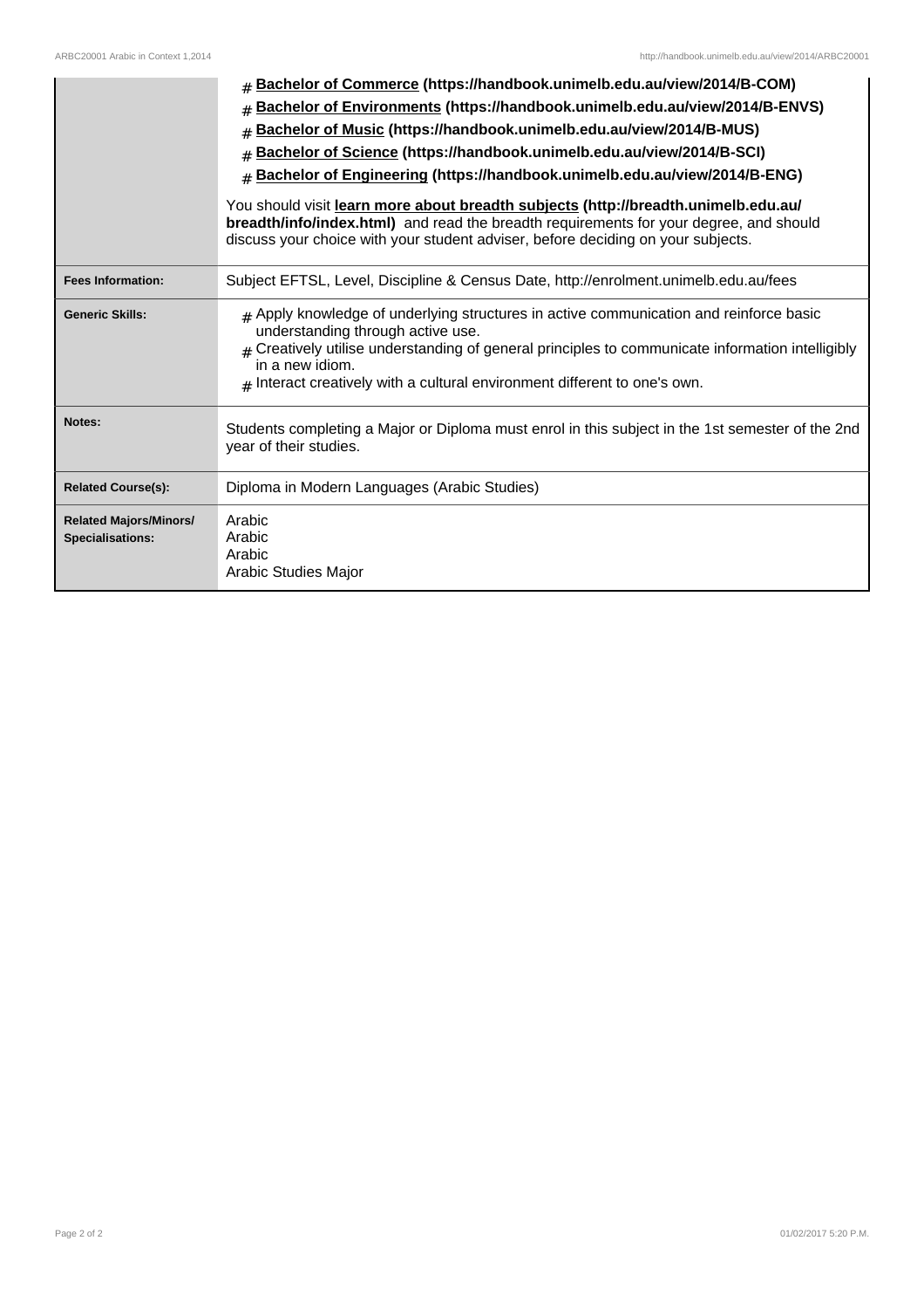| | |
|---|---|
| | # **Bachelor of Commerce** (https://handbook.unimelb.edu.au/view/2014/B-COM)<br># **Bachelor of Environments** (https://handbook.unimelb.edu.au/view/2014/B-ENVS)<br># **Bachelor of Music** (https://handbook.unimelb.edu.au/view/2014/B-MUS)<br># **Bachelor of Science** (https://handbook.unimelb.edu.au/view/2014/B-SCI)<br># **Bachelor of Engineering** (https://handbook.unimelb.edu.au/view/2014/B-ENG)<br><br>You should visit **learn more about breadth subjects (http://breadth.unimelb.edu.au/breadth/info/index.html)** and read the breadth requirements for your degree, and should discuss your choice with your student adviser, before deciding on your subjects. |
| **Fees Information:** | Subject EFTSL, Level, Discipline & Census Date, http://enrolment.unimelb.edu.au/fees |
| **Generic Skills:** | # Apply knowledge of underlying structures in active communication and reinforce basic understanding through active use.<br># Creatively utilise understanding of general principles to communicate information intelligibly in a new idiom.<br># Interact creatively with a cultural environment different to one's own. |
| **Notes:** | Students completing a Major or Diploma must enrol in this subject in the 1st semester of the 2nd year of their studies. |
| **Related Course(s):** | Diploma in Modern Languages (Arabic Studies) |
| **Related Majors/Minors/ Specialisations:** | Arabic<br>Arabic<br>Arabic<br>Arabic Studies Major |